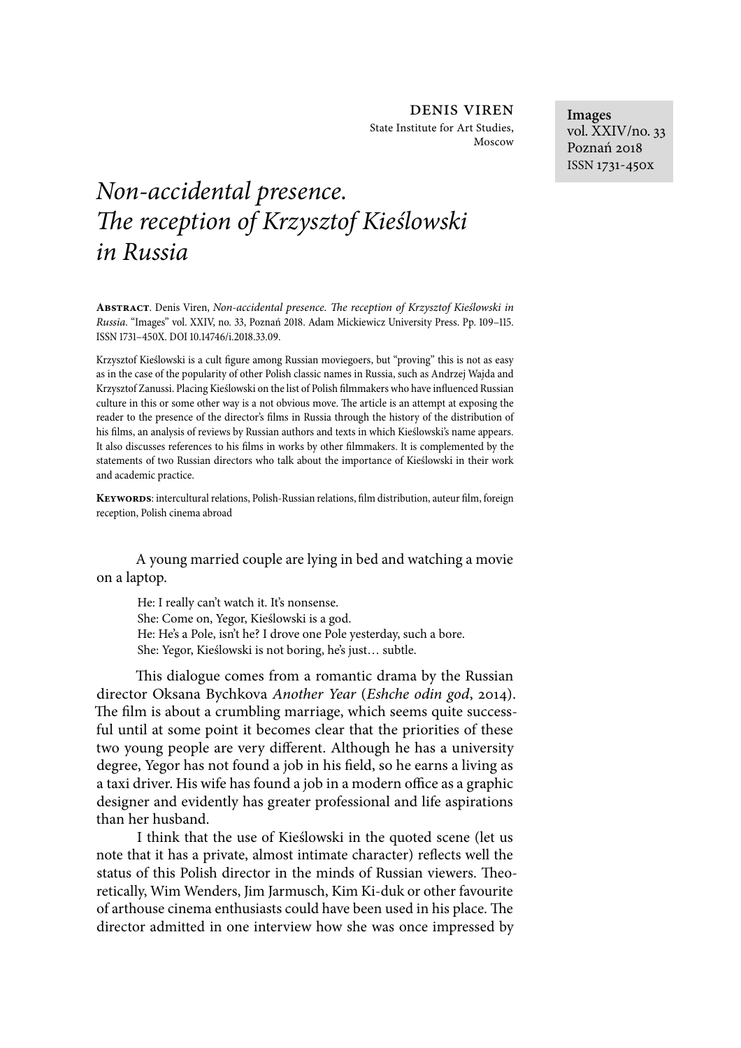**Denis Viren**
State Institute for Art Studies, Moscow

**Images**
vol. XXIV/no. 33
Poznań 2018
ISSN 1731-450x

# *Non-accidental presence. The reception of Krzysztof Kieślowski in Russia*

**Abstract**. Denis Viren, *Non-accidental presence. The reception of Krzysztof Kieślowski in Russia*. "Images" vol. XXIV, no. 33, Poznań 2018. Adam Mickiewicz University Press. Pp. 109–115. ISSN 1731–450X. DOI 10.14746/i.2018.33.09.

Krzysztof Kieślowski is a cult figure among Russian moviegoers, but "proving" this is not as easy as in the case of the popularity of other Polish classic names in Russia, such as Andrzej Wajda and Krzysztof Zanussi. Placing Kieślowski on the list of Polish filmmakers who have influenced Russian culture in this or some other way is a not obvious move. The article is an attempt at exposing the reader to the presence of the director's films in Russia through the history of the distribution of his films, an analysis of reviews by Russian authors and texts in which Kieślowski's name appears. It also discusses references to his films in works by other filmmakers. It is complemented by the statements of two Russian directors who talk about the importance of Kieślowski in their work and academic practice.

**Keywords**: intercultural relations, Polish-Russian relations, film distribution, auteur film, foreign reception, Polish cinema abroad

A young married couple are lying in bed and watching a movie on a laptop.

> He: I really can't watch it. It's nonsense.
> She: Come on, Yegor, Kieślowski is a god.
> He: He's a Pole, isn't he? I drove one Pole yesterday, such a bore.
> She: Yegor, Kieślowski is not boring, he's just… subtle.

This dialogue comes from a romantic drama by the Russian director Oksana Bychkova *Another Year* (*Eshche odin god*, 2014). The film is about a crumbling marriage, which seems quite successful until at some point it becomes clear that the priorities of these two young people are very different. Although he has a university degree, Yegor has not found a job in his field, so he earns a living as a taxi driver. His wife has found a job in a modern office as a graphic designer and evidently has greater professional and life aspirations than her husband.

I think that the use of Kieślowski in the quoted scene (let us note that it has a private, almost intimate character) reflects well the status of this Polish director in the minds of Russian viewers. Theoretically, Wim Wenders, Jim Jarmusch, Kim Ki-duk or other favourite of arthouse cinema enthusiasts could have been used in his place. The director admitted in one interview how she was once impressed by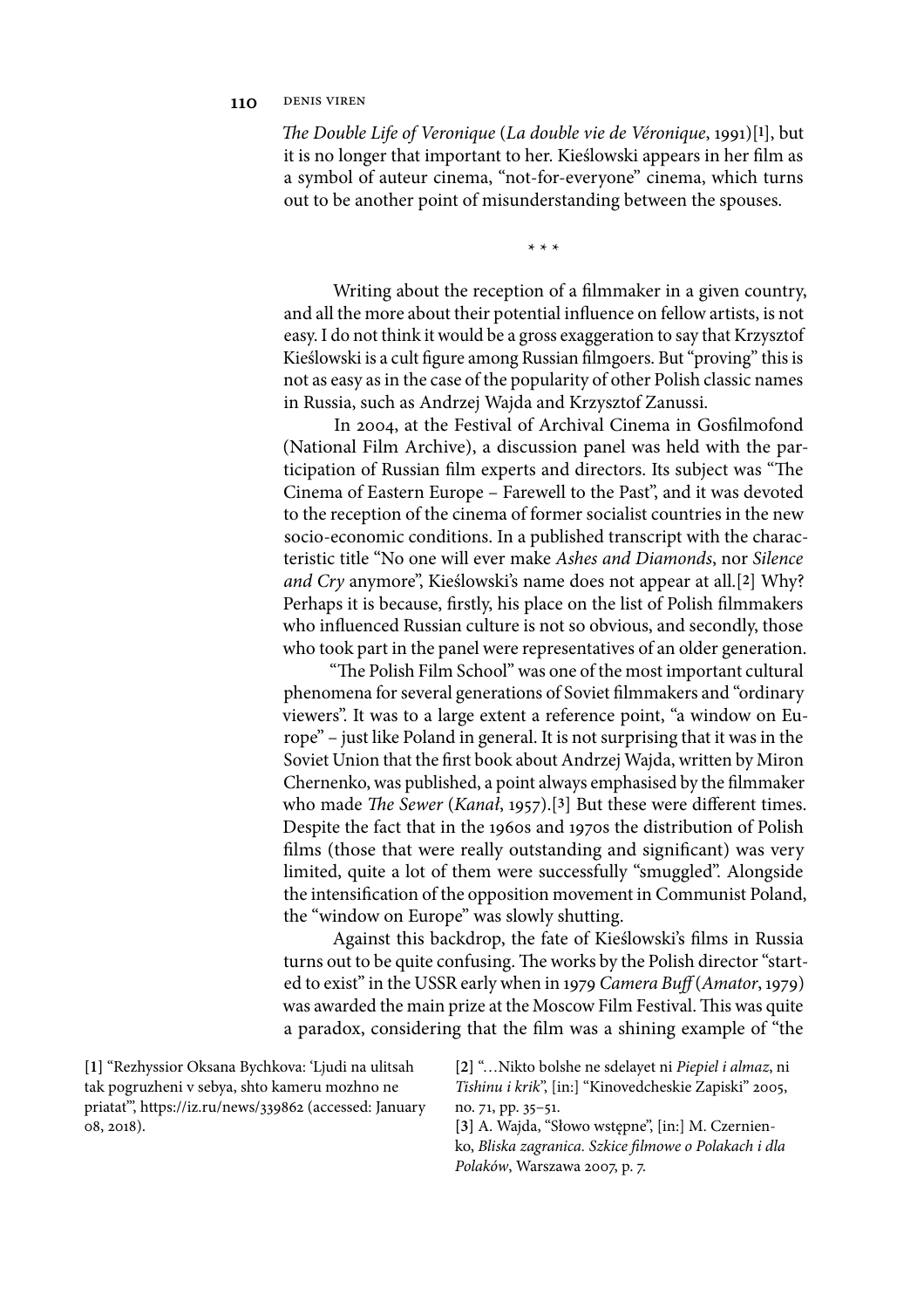*The Double Life of Veronique* (*La double vie de Véronique*, 1991)[1], but it is no longer that important to her. Kieślowski appears in her film as a symbol of auteur cinema, "not-for-everyone" cinema, which turns out to be another point of misunderstanding between the spouses.

\* \* \*

Writing about the reception of a filmmaker in a given country, and all the more about their potential influence on fellow artists, is not easy. I do not think it would be a gross exaggeration to say that Krzysztof Kieślowski is a cult figure among Russian filmgoers. But "proving" this is not as easy as in the case of the popularity of other Polish classic names in Russia, such as Andrzej Wajda and Krzysztof Zanussi.

In 2004, at the Festival of Archival Cinema in Gosfilmofond (National Film Archive), a discussion panel was held with the participation of Russian film experts and directors. Its subject was "The Cinema of Eastern Europe – Farewell to the Past", and it was devoted to the reception of the cinema of former socialist countries in the new socio-economic conditions. In a published transcript with the characteristic title "No one will ever make *Ashes and Diamonds*, nor *Silence and Cry* anymore", Kieślowski's name does not appear at all.[2] Why? Perhaps it is because, firstly, his place on the list of Polish filmmakers who influenced Russian culture is not so obvious, and secondly, those who took part in the panel were representatives of an older generation.

"The Polish Film School" was one of the most important cultural phenomena for several generations of Soviet filmmakers and "ordinary viewers". It was to a large extent a reference point, "a window on Europe" – just like Poland in general. It is not surprising that it was in the Soviet Union that the first book about Andrzej Wajda, written by Miron Chernenko, was published, a point always emphasised by the filmmaker who made *The Sewer* (*Kanał*, 1957).[3] But these were different times. Despite the fact that in the 1960s and 1970s the distribution of Polish films (those that were really outstanding and significant) was very limited, quite a lot of them were successfully "smuggled". Alongside the intensification of the opposition movement in Communist Poland, the "window on Europe" was slowly shutting.

Against this backdrop, the fate of Kieślowski's films in Russia turns out to be quite confusing. The works by the Polish director "started to exist" in the USSR early when in 1979 *Camera Buff* (*Amator*, 1979) was awarded the main prize at the Moscow Film Festival. This was quite a paradox, considering that the film was a shining example of "the

[1] "Rezhyssior Oksana Bychkova: 'Ljudi na ulitsah tak pogruzheni v sebya, shto kameru mozhno ne priatat'", https://iz.ru/news/339862 (accessed: January 08, 2018).

[2] "…Nikto bolshe ne sdelayet ni *Piepiel i almaz*, ni *Tishinu i krik*", [in:] "Kinovedcheskie Zapiski" 2005, no. 71, pp. 35–51.

[3] A. Wajda, "Słowo wstępne", [in:] M. Czernienko, *Bliska zagranica. Szkice filmowe o Polakach i dla Polaków*, Warszawa 2007, p. 7.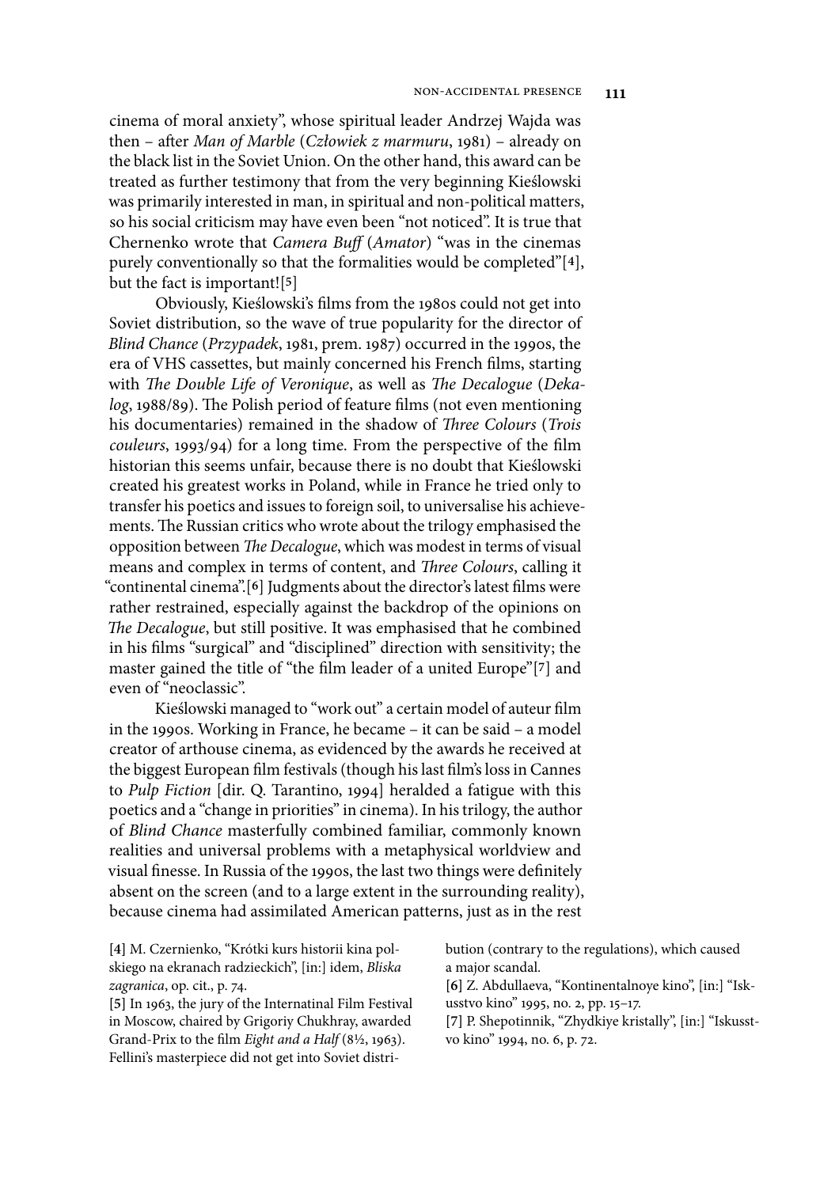cinema of moral anxiety", whose spiritual leader Andrzej Wajda was then – after *Man of Marble* (*Człowiek z marmuru*, 1981) – already on the black list in the Soviet Union. On the other hand, this award can be treated as further testimony that from the very beginning Kieślowski was primarily interested in man, in spiritual and non-political matters, so his social criticism may have even been "not noticed". It is true that Chernenko wrote that *Camera Buff* (*Amator*) "was in the cinemas purely conventionally so that the formalities would be completed"[4], but the fact is important![5]

Obviously, Kieślowski's films from the 1980s could not get into Soviet distribution, so the wave of true popularity for the director of *Blind Chance* (*Przypadek*, 1981, prem. 1987) occurred in the 1990s, the era of VHS cassettes, but mainly concerned his French films, starting with *The Double Life of Veronique*, as well as *The Decalogue* (*Dekalog*, 1988/89). The Polish period of feature films (not even mentioning his documentaries) remained in the shadow of *Three Colours* (*Trois couleurs*, 1993/94) for a long time. From the perspective of the film historian this seems unfair, because there is no doubt that Kieślowski created his greatest works in Poland, while in France he tried only to transfer his poetics and issues to foreign soil, to universalise his achievements. The Russian critics who wrote about the trilogy emphasised the opposition between *The Decalogue*, which was modest in terms of visual means and complex in terms of content, and *Three Colours*, calling it "continental cinema".[6] Judgments about the director's latest films were rather restrained, especially against the backdrop of the opinions on *The Decalogue*, but still positive. It was emphasised that he combined in his films "surgical" and "disciplined" direction with sensitivity; the master gained the title of "the film leader of a united Europe"[7] and even of "neoclassic".

Kieślowski managed to "work out" a certain model of auteur film in the 1990s. Working in France, he became – it can be said – a model creator of arthouse cinema, as evidenced by the awards he received at the biggest European film festivals (though his last film's loss in Cannes to *Pulp Fiction* [dir. Q. Tarantino, 1994] heralded a fatigue with this poetics and a "change in priorities" in cinema). In his trilogy, the author of *Blind Chance* masterfully combined familiar, commonly known realities and universal problems with a metaphysical worldview and visual finesse. In Russia of the 1990s, the last two things were definitely absent on the screen (and to a large extent in the surrounding reality), because cinema had assimilated American patterns, just as in the rest

[4] M. Czernienko, "Krótki kurs historii kina polskiego na ekranach radzieckich", [in:] idem, *Bliska zagranica*, op. cit., p. 74.

[5] In 1963, the jury of the Internatinal Film Festival in Moscow, chaired by Grigoriy Chukhray, awarded Grand-Prix to the film *Eight and a Half* (8½, 1963). Fellini's masterpiece did not get into Soviet distribution (contrary to the regulations), which caused a major scandal.

[6] Z. Abdullaeva, "Kontinentalnoye kino", [in:] "Iskusstvo kino" 1995, no. 2, pp. 15–17.

[7] P. Shepotinnik, "Zhydkiye kristally", [in:] "Iskusstvo kino" 1994, no. 6, p. 72.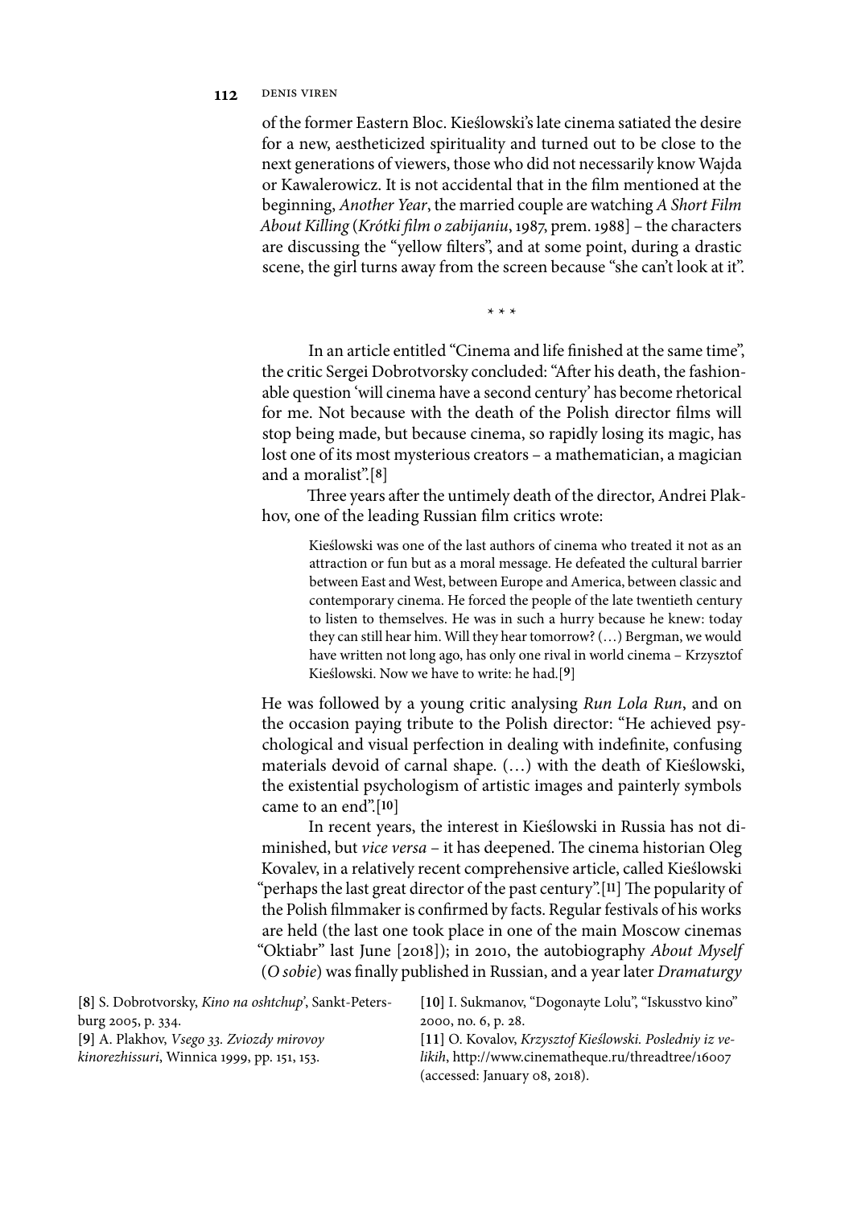of the former Eastern Bloc. Kieślowski's late cinema satiated the desire for a new, aestheticized spirituality and turned out to be close to the next generations of viewers, those who did not necessarily know Wajda or Kawalerowicz. It is not accidental that in the film mentioned at the beginning, *Another Year*, the married couple are watching *A Short Film About Killing* (*Krótki film o zabijaniu*, 1987, prem. 1988) – the characters are discussing the "yellow filters", and at some point, during a drastic scene, the girl turns away from the screen because "she can't look at it".

\* \* \*

In an article entitled "Cinema and life finished at the same time", the critic Sergei Dobrotvorsky concluded: "After his death, the fashionable question 'will cinema have a second century' has become rhetorical for me. Not because with the death of the Polish director films will stop being made, but because cinema, so rapidly losing its magic, has lost one of its most mysterious creators – a mathematician, a magician and a moralist".[8]

Three years after the untimely death of the director, Andrei Plakhov, one of the leading Russian film critics wrote:

> Kieślowski was one of the last authors of cinema who treated it not as an attraction or fun but as a moral message. He defeated the cultural barrier between East and West, between Europe and America, between classic and contemporary cinema. He forced the people of the late twentieth century to listen to themselves. He was in such a hurry because he knew: today they can still hear him. Will they hear tomorrow? (…) Bergman, we would have written not long ago, has only one rival in world cinema – Krzysztof Kieślowski. Now we have to write: he had.[9]

He was followed by a young critic analysing *Run Lola Run*, and on the occasion paying tribute to the Polish director: "He achieved psychological and visual perfection in dealing with indefinite, confusing materials devoid of carnal shape. (…) with the death of Kieślowski, the existential psychologism of artistic images and painterly symbols came to an end".[10]

In recent years, the interest in Kieślowski in Russia has not diminished, but *vice versa* – it has deepened. The cinema historian Oleg Kovalev, in a relatively recent comprehensive article, called Kieślowski "perhaps the last great director of the past century".[11] The popularity of the Polish filmmaker is confirmed by facts. Regular festivals of his works are held (the last one took place in one of the main Moscow cinemas "Oktiabr" last June [2018]); in 2010, the autobiography *About Myself* (*O sobie*) was finally published in Russian, and a year later *Dramaturgy*

[8] S. Dobrotvorsky, *Kino na oshtchup'*, Sankt-Petersburg 2005, p. 334.

[9] A. Plakhov, *Vsego 33. Zviozdy mirovoy kinorezhissuri*, Winnica 1999, pp. 151, 153.

[10] I. Sukmanov, "Dogonayte Lolu", "Iskusstvo kino" 2000, no. 6, p. 28.

[11] O. Kovalov, *Krzysztof Kieślowski. Posledniy iz velikih*, http://www.cinematheque.ru/threadtree/16007 (accessed: January 08, 2018).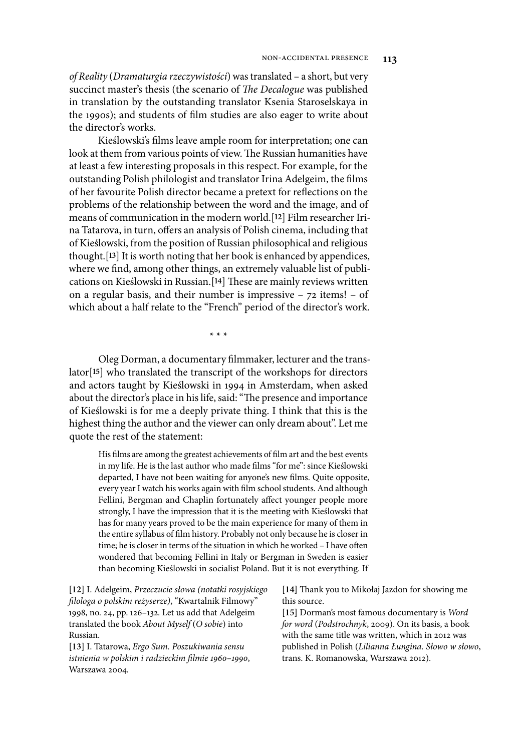*of Reality* (*Dramaturgia rzeczywistości*) was translated – a short, but very succinct master's thesis (the scenario of *The Decalogue* was published in translation by the outstanding translator Ksenia Staroselskaya in the 1990s); and students of film studies are also eager to write about the director's works.

Kieślowski's films leave ample room for interpretation; one can look at them from various points of view. The Russian humanities have at least a few interesting proposals in this respect. For example, for the outstanding Polish philologist and translator Irina Adelgeim, the films of her favourite Polish director became a pretext for reflections on the problems of the relationship between the word and the image, and of means of communication in the modern world.[12] Film researcher Irina Tatarova, in turn, offers an analysis of Polish cinema, including that of Kieślowski, from the position of Russian philosophical and religious thought.[13] It is worth noting that her book is enhanced by appendices, where we find, among other things, an extremely valuable list of publications on Kieślowski in Russian.[14] These are mainly reviews written on a regular basis, and their number is impressive – 72 items! – of which about a half relate to the "French" period of the director's work.

\* \* \*

Oleg Dorman, a documentary filmmaker, lecturer and the translator[15] who translated the transcript of the workshops for directors and actors taught by Kieślowski in 1994 in Amsterdam, when asked about the director's place in his life, said: "The presence and importance of Kieślowski is for me a deeply private thing. I think that this is the highest thing the author and the viewer can only dream about". Let me quote the rest of the statement:

> His films are among the greatest achievements of film art and the best events in my life. He is the last author who made films "for me": since Kieślowski departed, I have not been waiting for anyone's new films. Quite opposite, every year I watch his works again with film school students. And although Fellini, Bergman and Chaplin fortunately affect younger people more strongly, I have the impression that it is the meeting with Kieślowski that has for many years proved to be the main experience for many of them in the entire syllabus of film history. Probably not only because he is closer in time; he is closer in terms of the situation in which he worked – I have often wondered that becoming Fellini in Italy or Bergman in Sweden is easier than becoming Kieślowski in socialist Poland. But it is not everything. If

[12] I. Adelgeim, *Przeczucie słowa (notatki rosyjskiego filologa o polskim reżyserze)*, "Kwartalnik Filmowy" 1998, no. 24, pp. 126–132. Let us add that Adelgeim translated the book *About Myself* (*O sobie*) into Russian.

[13] I. Tatarowa, *Ergo Sum. Poszukiwania sensu istnienia w polskim i radzieckim filmie 1960–1990*, Warszawa 2004.

[14] Thank you to Mikołaj Jazdon for showing me this source.

[15] Dorman's most famous documentary is *Word for word* (*Podstrochnyk*, 2009). On its basis, a book with the same title was written, which in 2012 was published in Polish (*Lilianna Łungina. Słowo w słowo*, trans. K. Romanowska, Warszawa 2012).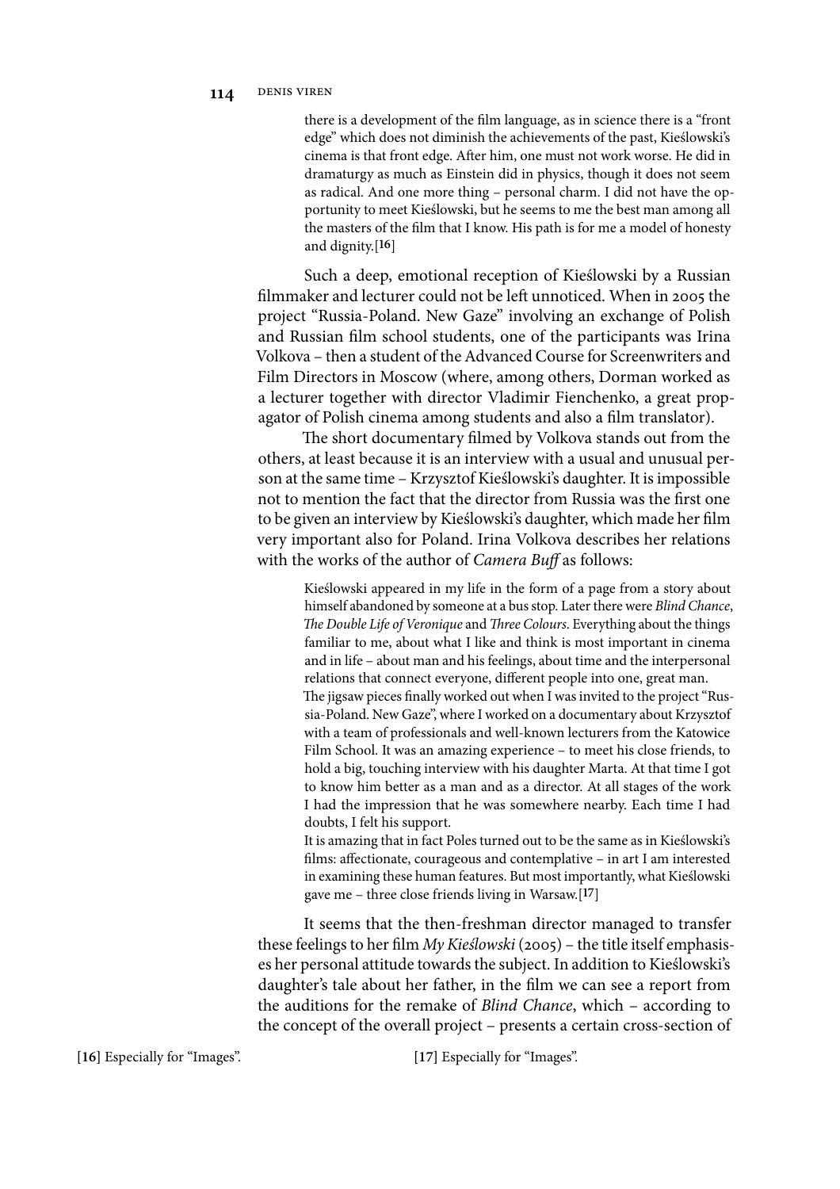> there is a development of the film language, as in science there is a "front edge" which does not diminish the achievements of the past, Kieślowski's cinema is that front edge. After him, one must not work worse. He did in dramaturgy as much as Einstein did in physics, though it does not seem as radical. And one more thing – personal charm. I did not have the opportunity to meet Kieślowski, but he seems to me the best man among all the masters of the film that I know. His path is for me a model of honesty and dignity.[16]

Such a deep, emotional reception of Kieślowski by a Russian filmmaker and lecturer could not be left unnoticed. When in 2005 the project "Russia-Poland. New Gaze" involving an exchange of Polish and Russian film school students, one of the participants was Irina Volkova – then a student of the Advanced Course for Screenwriters and Film Directors in Moscow (where, among others, Dorman worked as a lecturer together with director Vladimir Fienchenko, a great propagator of Polish cinema among students and also a film translator).

The short documentary filmed by Volkova stands out from the others, at least because it is an interview with a usual and unusual person at the same time – Krzysztof Kieślowski's daughter. It is impossible not to mention the fact that the director from Russia was the first one to be given an interview by Kieślowski's daughter, which made her film very important also for Poland. Irina Volkova describes her relations with the works of the author of *Camera Buff* as follows:

> Kieślowski appeared in my life in the form of a page from a story about himself abandoned by someone at a bus stop. Later there were *Blind Chance*, *The Double Life of Veronique* and *Three Colours*. Everything about the things familiar to me, about what I like and think is most important in cinema and in life – about man and his feelings, about time and the interpersonal relations that connect everyone, different people into one, great man.
> The jigsaw pieces finally worked out when I was invited to the project "Russia-Poland. New Gaze", where I worked on a documentary about Krzysztof with a team of professionals and well-known lecturers from the Katowice Film School. It was an amazing experience – to meet his close friends, to hold a big, touching interview with his daughter Marta. At that time I got to know him better as a man and as a director. At all stages of the work I had the impression that he was somewhere nearby. Each time I had doubts, I felt his support.
> It is amazing that in fact Poles turned out to be the same as in Kieślowski's films: affectionate, courageous and contemplative – in art I am interested in examining these human features. But most importantly, what Kieślowski gave me – three close friends living in Warsaw.[17]

It seems that the then-freshman director managed to transfer these feelings to her film *My Kieślowski* (2005) – the title itself emphasises her personal attitude towards the subject. In addition to Kieślowski's daughter's tale about her father, in the film we can see a report from the auditions for the remake of *Blind Chance*, which – according to the concept of the overall project – presents a certain cross-section of

[16] Especially for "Images".

[17] Especially for "Images".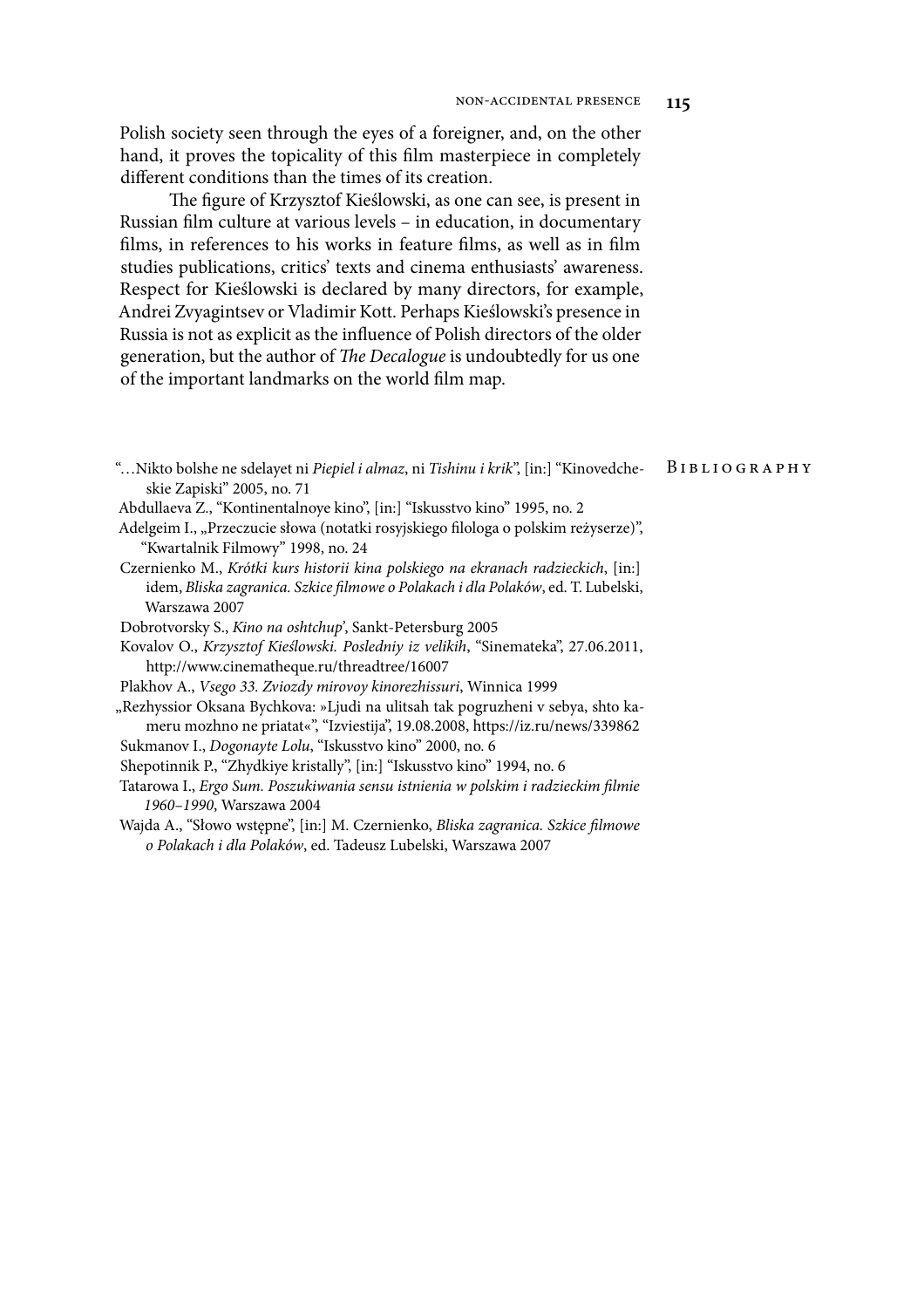Polish society seen through the eyes of a foreigner, and, on the other hand, it proves the topicality of this film masterpiece in completely different conditions than the times of its creation.

The figure of Krzysztof Kieślowski, as one can see, is present in Russian film culture at various levels – in education, in documentary films, in references to his works in feature films, as well as in film studies publications, critics' texts and cinema enthusiasts' awareness. Respect for Kieślowski is declared by many directors, for example, Andrei Zvyagintsev or Vladimir Kott. Perhaps Kieślowski's presence in Russia is not as explicit as the influence of Polish directors of the older generation, but the author of *The Decalogue* is undoubtedly for us one of the important landmarks on the world film map.

## Bibliography

"…Nikto bolshe ne sdelayet ni *Piepiel i almaz*, ni *Tishinu i krik*", [in:] "Kinovedcheskie Zapiski" 2005, no. 71

Abdullaeva Z., "Kontinentalnoye kino", [in:] "Iskusstvo kino" 1995, no. 2

Adelgeim I., „Przeczucie słowa (notatki rosyjskiego filologa o polskim reżyserze)", "Kwartalnik Filmowy" 1998, no. 24

Czernienko M., *Krótki kurs historii kina polskiego na ekranach radzieckich*, [in:] idem, *Bliska zagranica. Szkice filmowe o Polakach i dla Polaków*, ed. T. Lubelski, Warszawa 2007

Dobrotvorsky S., *Kino na oshtchup'*, Sankt-Petersburg 2005

Kovalov O., *Krzysztof Kieślowski. Posledniy iz velikih*, "Sinemateka", 27.06.2011, http://www.cinematheque.ru/threadtree/16007

Plakhov A., *Vsego 33. Zviozdy mirovoy kinorezhissuri*, Winnica 1999

„Rezhyssior Oksana Bychkova: »Ljudi na ulitsah tak pogruzheni v sebya, shto kameru mozhno ne priatat«", "Izviestija", 19.08.2008, https://iz.ru/news/339862

Sukmanov I., *Dogonayte Lolu*, "Iskusstvo kino" 2000, no. 6

Shepotinnik P., "Zhydkiye kristally", [in:] "Iskusstvo kino" 1994, no. 6

Tatarowa I., *Ergo Sum. Poszukiwania sensu istnienia w polskim i radzieckim filmie 1960–1990*, Warszawa 2004

Wajda A., "Słowo wstępne", [in:] M. Czernienko, *Bliska zagranica. Szkice filmowe o Polakach i dla Polaków*, ed. Tadeusz Lubelski, Warszawa 2007